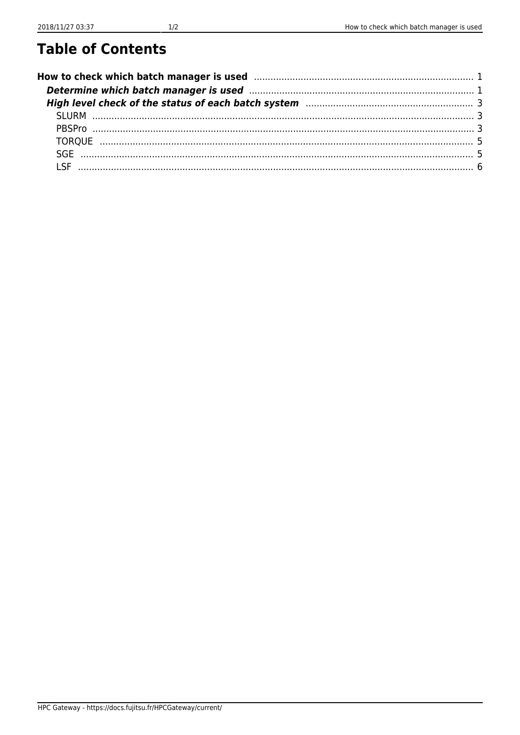# Table of Contents

- **How to check which batch manager is used** ...... 1
  - ***Determine which batch manager is used*** ...... 1
  - ***High level check of the status of each batch system*** ...... 3
    - SLURM ...... 3
    - PBSPro ...... 3
    - TORQUE ...... 5
    - SGE ...... 5
    - LSF ...... 6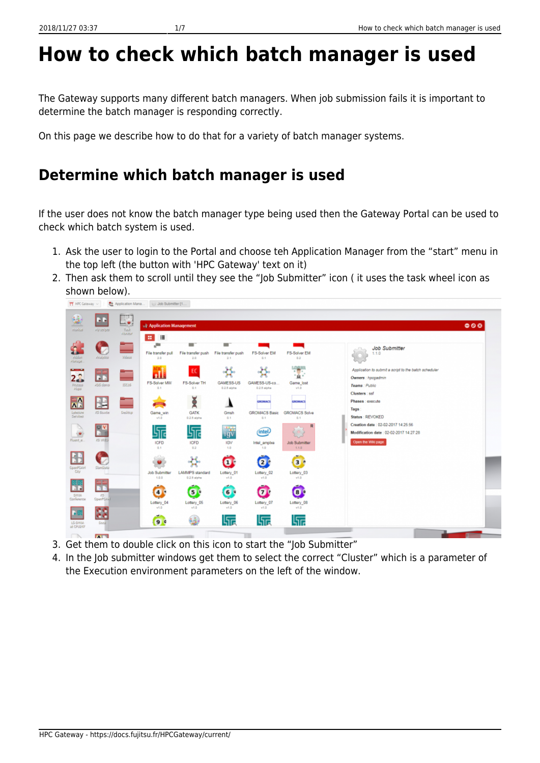# How to check which batch manager is used

The Gateway supports many different batch managers. When job submission fails it is important to determine the batch manager is responding correctly.

On this page we describe how to do that for a variety of batch manager systems.

## Determine which batch manager is used

If the user does not know the batch manager type being used then the Gateway Portal can be used to check which batch system is used.

1. Ask the user to login to the Portal and choose teh Application Manager from the “start” menu in the top left (the button with 'HPC Gateway' text on it)
2. Then ask them to scroll until they see the “Job Submitter” icon ( it uses the task wheel icon as shown below).
3. Get them to double click on this icon to start the “Job Submitter”
4. In the Job submitter windows get them to select the correct “Cluster” which is a parameter of the Execution environment parameters on the left of the window.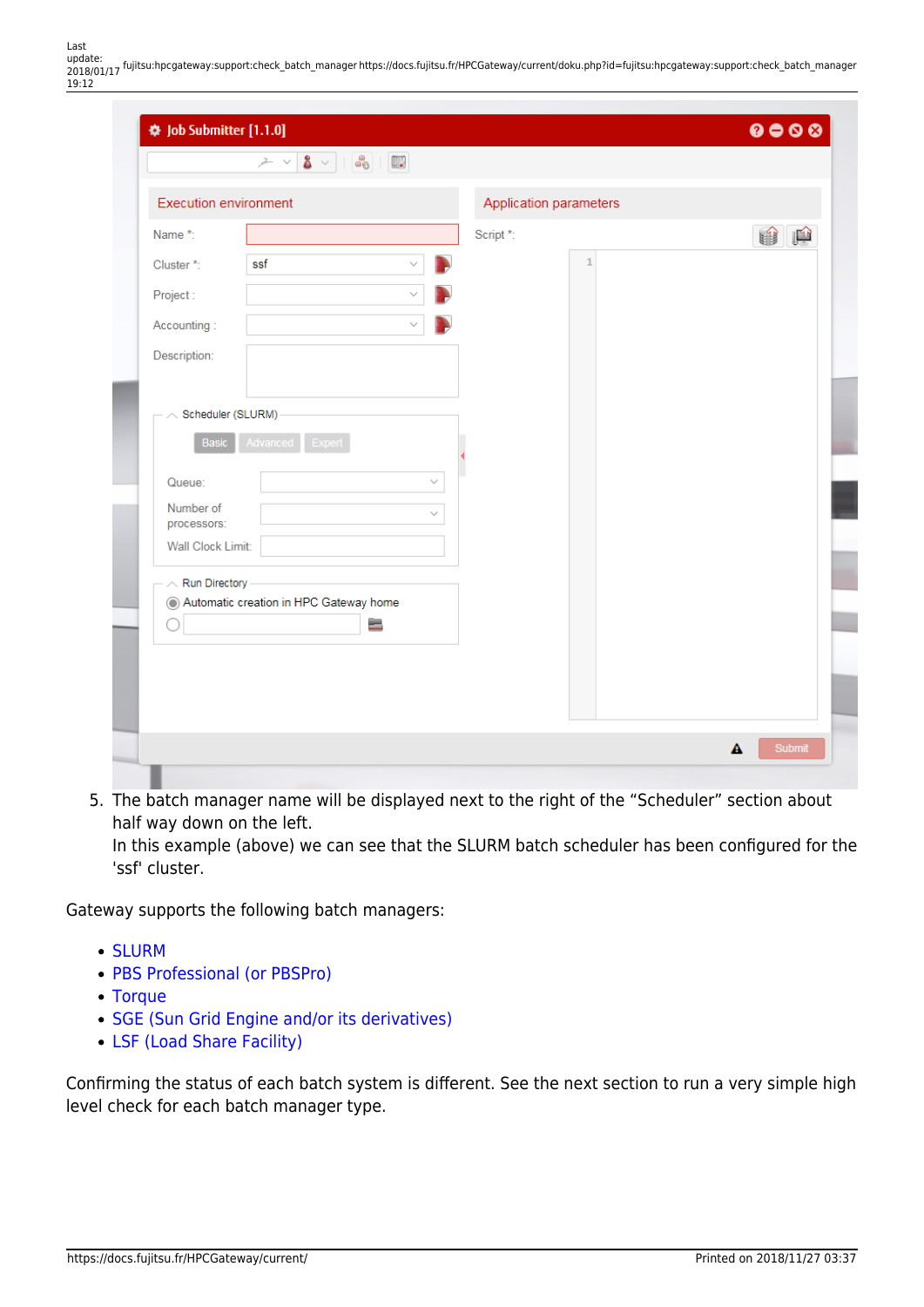5. The batch manager name will be displayed next to the right of the "Scheduler" section about half way down on the left.
   In this example (above) we can see that the SLURM batch scheduler has been configured for the 'ssf' cluster.

Gateway supports the following batch managers:

- SLURM
- PBS Professional (or PBSPro)
- Torque
- SGE (Sun Grid Engine and/or its derivatives)
- LSF (Load Share Facility)

Confirming the status of each batch system is different. See the next section to run a very simple high level check for each batch manager type.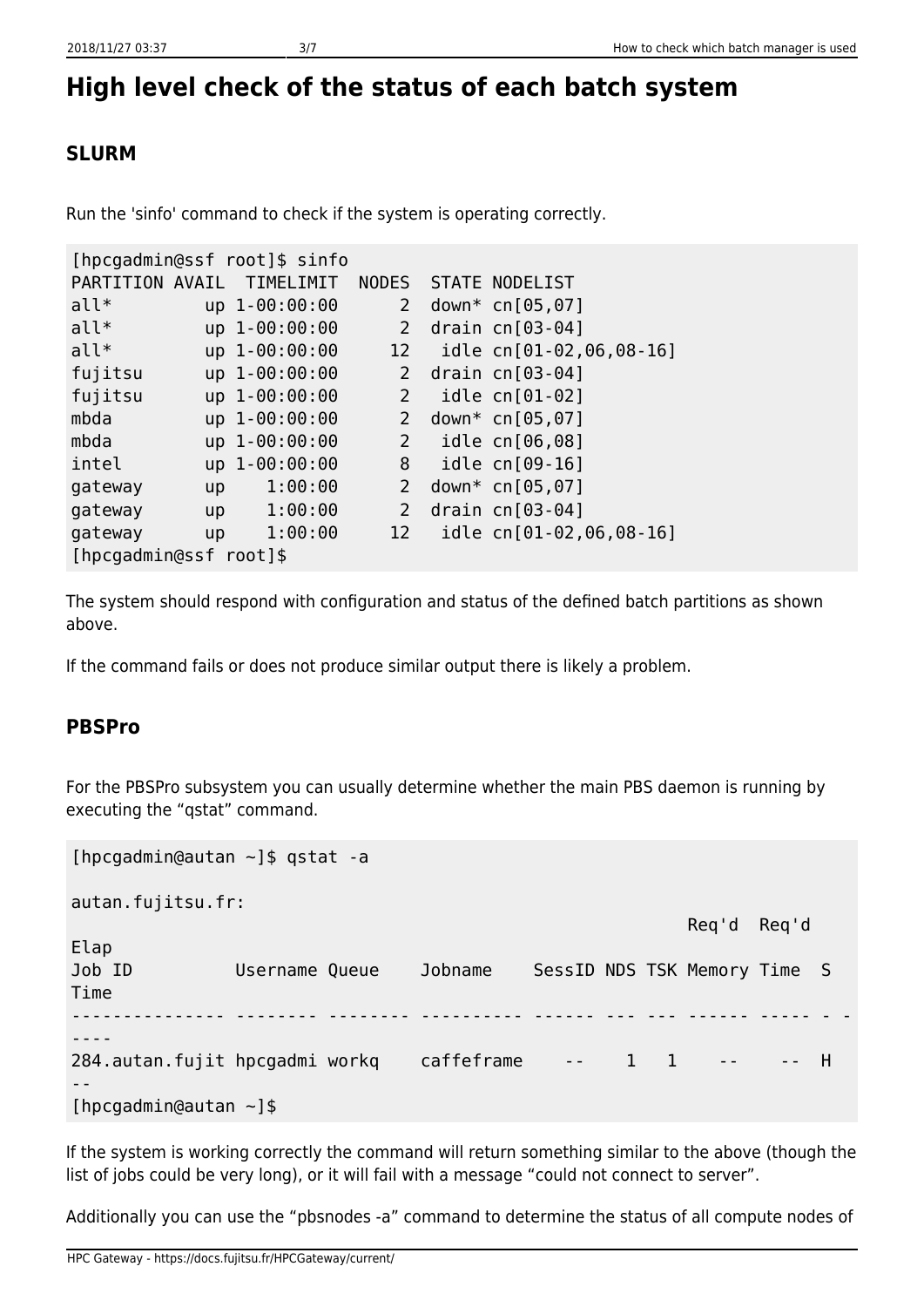# High level check of the status of each batch system

## SLURM

Run the 'sinfo' command to check if the system is operating correctly.

```
[hpcgadmin@ssf root]$ sinfo
PARTITION AVAIL  TIMELIMIT  NODES  STATE NODELIST
all*         up 1-00:00:00      2  down* cn[05,07]
all*         up 1-00:00:00      2  drain cn[03-04]
all*         up 1-00:00:00     12   idle cn[01-02,06,08-16]
fujitsu      up 1-00:00:00      2  drain cn[03-04]
fujitsu      up 1-00:00:00      2   idle cn[01-02]
mbda         up 1-00:00:00      2  down* cn[05,07]
mbda         up 1-00:00:00      2   idle cn[06,08]
intel        up 1-00:00:00      8   idle cn[09-16]
gateway      up    1:00:00      2  down* cn[05,07]
gateway      up    1:00:00      2  drain cn[03-04]
gateway      up    1:00:00     12   idle cn[01-02,06,08-16]
[hpcgadmin@ssf root]$
```

The system should respond with configuration and status of the defined batch partitions as shown above.

If the command fails or does not produce similar output there is likely a problem.

## PBSPro

For the PBSPro subsystem you can usually determine whether the main PBS daemon is running by executing the "qstat" command.

```
[hpcgadmin@autan ~]$ qstat -a

autan.fujitsu.fr:
                                                            Req'd  Req'd
Elap
Job ID          Username Queue    Jobname    SessID NDS TSK Memory Time  S
Time
--------------- -------- -------- ---------- ------ --- --- ------ ----- - -
----
284.autan.fujit hpcgadmi workq    caffeframe    --    1   1    --    --  H
--
[hpcgadmin@autan ~]$
```

If the system is working correctly the command will return something similar to the above (though the list of jobs could be very long), or it will fail with a message "could not connect to server".

Additionally you can use the "pbsnodes -a" command to determine the status of all compute nodes of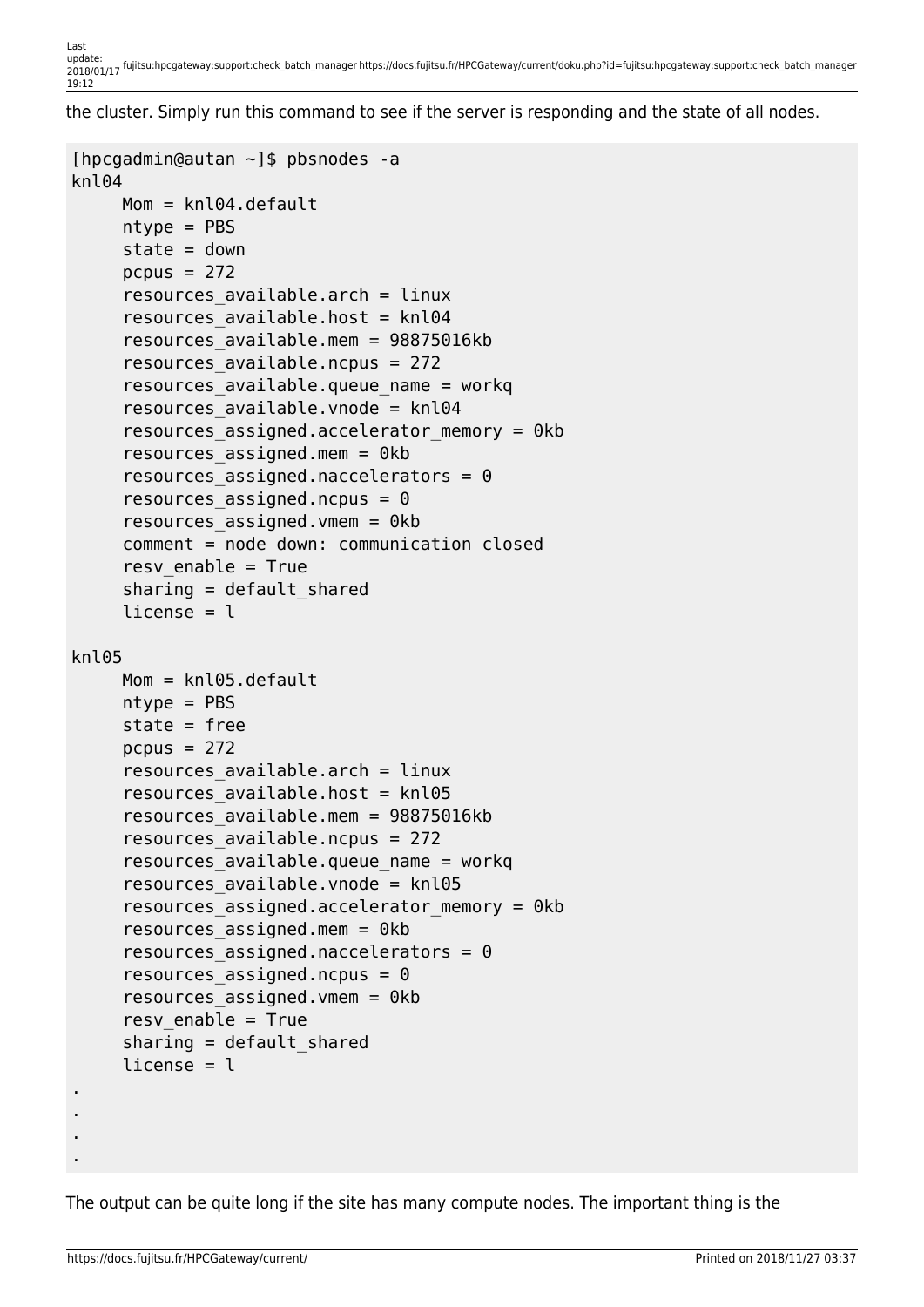the cluster. Simply run this command to see if the server is responding and the state of all nodes.

```
[hpcgadmin@autan ~]$ pbsnodes -a
knl04
     Mom = knl04.default
     ntype = PBS
     state = down
     pcpus = 272
     resources_available.arch = linux
     resources_available.host = knl04
     resources_available.mem = 98875016kb
     resources_available.ncpus = 272
     resources_available.queue_name = workq
     resources_available.vnode = knl04
     resources_assigned.accelerator_memory = 0kb
     resources_assigned.mem = 0kb
     resources_assigned.naccelerators = 0
     resources_assigned.ncpus = 0
     resources_assigned.vmem = 0kb
     comment = node down: communication closed
     resv_enable = True
     sharing = default_shared
     license = l

knl05
     Mom = knl05.default
     ntype = PBS
     state = free
     pcpus = 272
     resources_available.arch = linux
     resources_available.host = knl05
     resources_available.mem = 98875016kb
     resources_available.ncpus = 272
     resources_available.queue_name = workq
     resources_available.vnode = knl05
     resources_assigned.accelerator_memory = 0kb
     resources_assigned.mem = 0kb
     resources_assigned.naccelerators = 0
     resources_assigned.ncpus = 0
     resources_assigned.vmem = 0kb
     resv_enable = True
     sharing = default_shared
     license = l
.
.
.
.
```

The output can be quite long if the site has many compute nodes. The important thing is the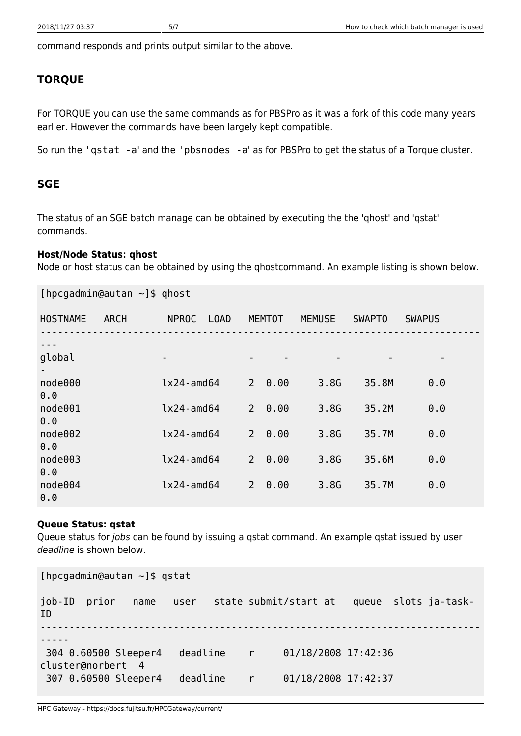command responds and prints output similar to the above.

## TORQUE

For TORQUE you can use the same commands as for PBSPro as it was a fork of this code many years earlier. However the commands have been largely kept compatible.

So run the '`qstat -a`' and the '`pbsnodes -a`' as for PBSPro to get the status of a Torque cluster.

## SGE

The status of an SGE batch manage can be obtained by executing the the 'qhost' and 'qstat' commands.

**Host/Node Status: qhost**
Node or host status can be obtained by using the qhostcommand. An example listing is shown below.

```
[hpcgadmin@autan ~]$ qhost

HOSTNAME   ARCH       NPROC  LOAD   MEMTOT   MEMUSE   SWAPTO   SWAPUS
-------------------------------------------------------------------------------
global              -              -     -        -        -         -
-
node000             lx24-amd64     2  0.00     3.8G    35.8M      0.0
0.0
node001             lx24-amd64     2  0.00     3.8G    35.2M      0.0
0.0
node002             lx24-amd64     2  0.00     3.8G    35.7M      0.0
0.0
node003             lx24-amd64     2  0.00     3.8G    35.6M      0.0
0.0
node004             lx24-amd64     2  0.00     3.8G    35.7M      0.0
0.0
```

**Queue Status: qstat**
Queue status for *jobs* can be found by issuing a qstat command. An example qstat issued by user *deadline* is shown below.

```
[hpcgadmin@autan ~]$ qstat

job-ID  prior   name   user   state submit/start at   queue  slots ja-task-
ID
-----------------------------------------------------------------------------
-----
 304 0.60500 Sleeper4   deadline    r     01/18/2008 17:42:36
cluster@norbert  4
 307 0.60500 Sleeper4   deadline    r     01/18/2008 17:42:37
```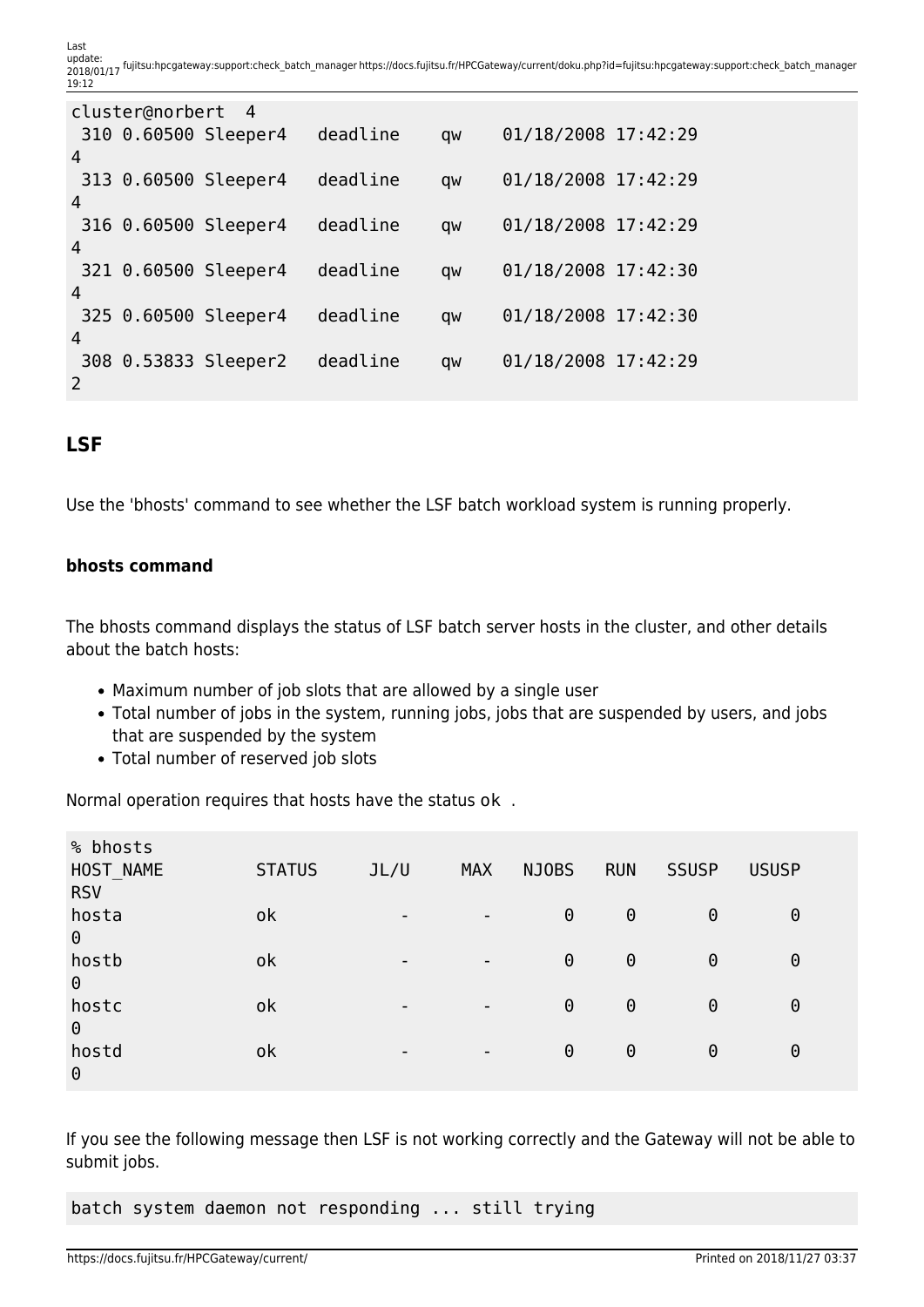```
cluster@norbert  4
 310 0.60500 Sleeper4   deadline    qw    01/18/2008 17:42:29
4
 313 0.60500 Sleeper4   deadline    qw    01/18/2008 17:42:29
4
 316 0.60500 Sleeper4   deadline    qw    01/18/2008 17:42:29
4
 321 0.60500 Sleeper4   deadline    qw    01/18/2008 17:42:30
4
 325 0.60500 Sleeper4   deadline    qw    01/18/2008 17:42:30
4
 308 0.53833 Sleeper2   deadline    qw    01/18/2008 17:42:29
2
```

## LSF

Use the 'bhosts' command to see whether the LSF batch workload system is running properly.

### bhosts command

The bhosts command displays the status of LSF batch server hosts in the cluster, and other details about the batch hosts:

- Maximum number of job slots that are allowed by a single user
- Total number of jobs in the system, running jobs, jobs that are suspended by users, and jobs that are suspended by the system
- Total number of reserved job slots

Normal operation requires that hosts have the status `ok`.

```
% bhosts
HOST_NAME         STATUS     JL/U     MAX    NJOBS    RUN    SSUSP    USUSP
RSV
hosta             ok            -       -        0      0        0        0
0
hostb             ok            -       -        0      0        0        0
0
hostc             ok            -       -        0      0        0        0
0
hostd             ok            -       -        0      0        0        0
0
```

If you see the following message then LSF is not working correctly and the Gateway will not be able to submit jobs.

```
batch system daemon not responding ... still trying
```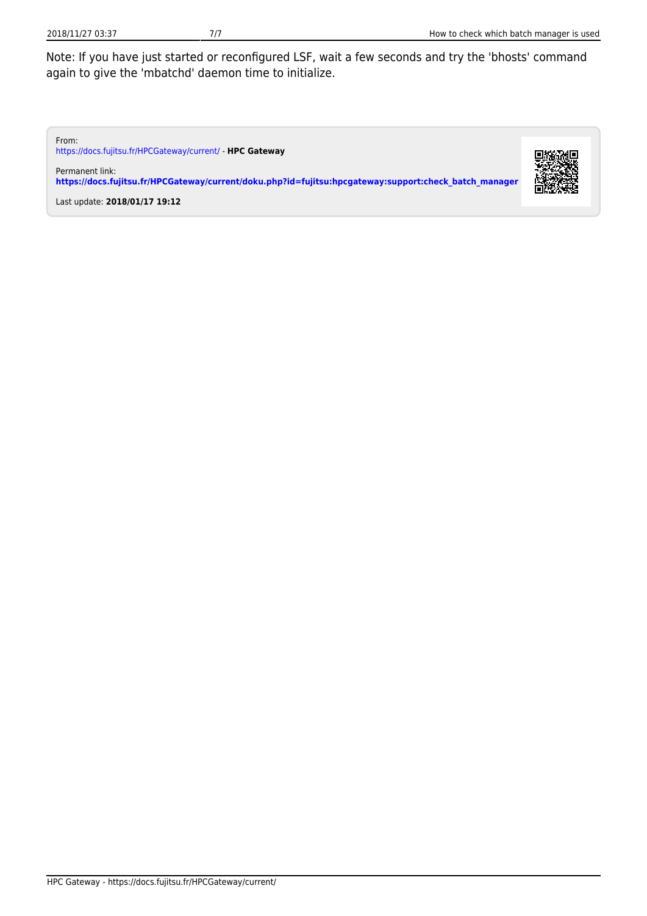Note: If you have just started or reconfigured LSF, wait a few seconds and try the 'bhosts' command again to give the 'mbatchd' daemon time to initialize.

From:
https://docs.fujitsu.fr/HPCGateway/current/ - **HPC Gateway**

Permanent link:
**https://docs.fujitsu.fr/HPCGateway/current/doku.php?id=fujitsu:hpcgateway:support:check_batch_manager**

Last update: **2018/01/17 19:12**